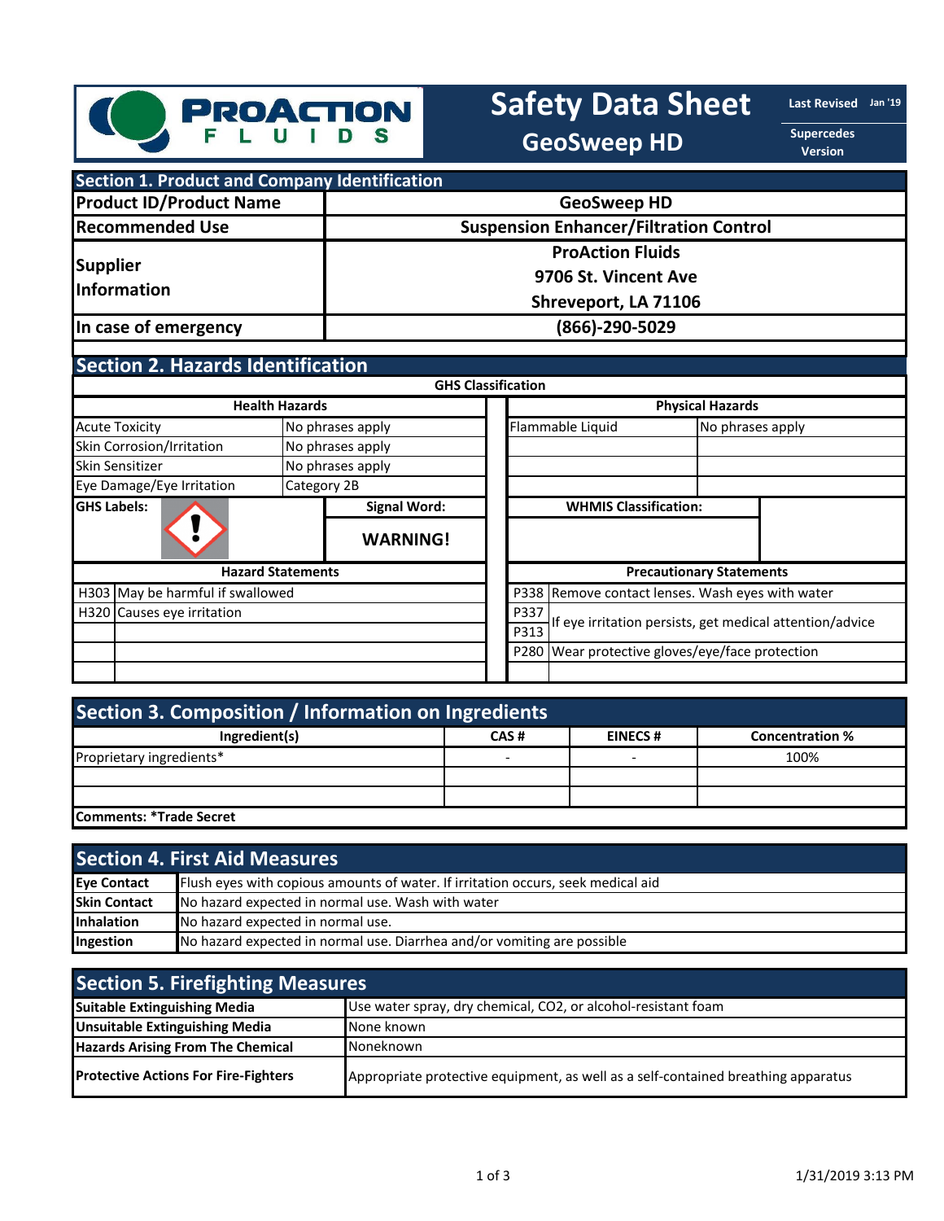# Safety Data Sheet

## GeoSweep HD

ProAction Fluids

Last Revised: Jan '19

Supercedes Version

## Section 1. Product and Company Identification

| | |
|---|---|
| **Product ID/Product Name** | **GeoSweep HD** |
| **Recommended Use** | **Suspension Enhancer/Filtration Control** |
| **Supplier Information** | **ProAction Fluids**<br>**9706 St. Vincent Ave**<br>**Shreveport, LA 71106** |
| **In case of emergency** | **(866)-290-5029** |

## Section 2. Hazards Identification

**GHS Classification**

| **Health Hazards** | | **Physical Hazards** | |
|---|---|---|---|
| Acute Toxicity | No phrases apply | Flammable Liquid | No phrases apply |
| Skin Corrosion/Irritation | No phrases apply | | |
| Skin Sensitizer | No phrases apply | | |
| Eye Damage/Eye Irritation | Category 2B | | |

**GHS Labels:**

**Signal Word:** **WARNING!**

**WHMIS Classification:**

| **Hazard Statements** | | **Precautionary Statements** | |
|---|---|---|---|
| H303 | May be harmful if swallowed | P338 | Remove contact lenses. Wash eyes with water |
| H320 | Causes eye irritation | P337 P313 | If eye irritation persists, get medical attention/advice |
| | | P280 | Wear protective gloves/eye/face protection |

## Section 3. Composition / Information on Ingredients

| Ingredient(s) | CAS # | EINECS # | Concentration % |
|---|---|---|---|
| Proprietary ingredients* | - | - | 100% |
| | | | |
| | | | |

**Comments: *Trade Secret**

## Section 4. First Aid Measures

| | |
|---|---|
| **Eye Contact** | Flush eyes with copious amounts of water. If irritation occurs, seek medical aid |
| **Skin Contact** | No hazard expected in normal use. Wash with water |
| **Inhalation** | No hazard expected in normal use. |
| **Ingestion** | No hazard expected in normal use. Diarrhea and/or vomiting are possible |

## Section 5. Firefighting Measures

| | |
|---|---|
| **Suitable Extinguishing Media** | Use water spray, dry chemical, CO2, or alcohol-resistant foam |
| **Unsuitable Extinguishing Media** | None known |
| **Hazards Arising From The Chemical** | Noneknown |
| **Protective Actions For Fire-Fighters** | Appropriate protective equipment, as well as a self-contained breathing apparatus |

1/31/2019 3:13 PM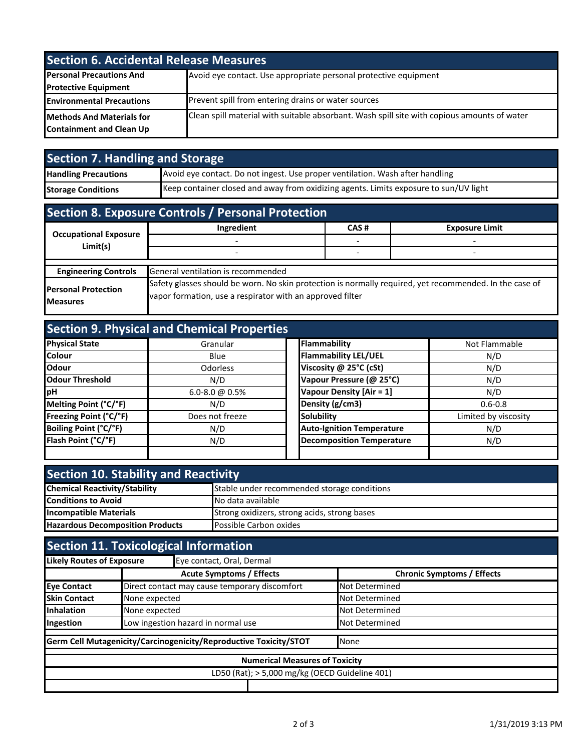## Section 6. Accidental Release Measures

| | |
|---|---|
| **Personal Precautions And Protective Equipment** | Avoid eye contact. Use appropriate personal protective equipment |
| **Environmental Precautions** | Prevent spill from entering drains or water sources |
| **Methods And Materials for Containment and Clean Up** | Clean spill material with suitable absorbant. Wash spill site with copious amounts of water |

## Section 7. Handling and Storage

| | |
|---|---|
| **Handling Precautions** | Avoid eye contact. Do not ingest. Use proper ventilation. Wash after handling |
| **Storage Conditions** | Keep container closed and away from oxidizing agents. Limits exposure to sun/UV light |

## Section 8. Exposure Controls / Personal Protection

| Occupational Exposure Limit(s) | Ingredient | CAS # | Exposure Limit |
|---|---|---|---|
| | - | - | - |
| | - | - | - |

| | |
|---|---|
| **Engineering Controls** | General ventilation is recommended |
| **Personal Protection Measures** | Safety glasses should be worn. No skin protection is normally required, yet recommended. In the case of vapor formation, use a respirator with an approved filter |

## Section 9. Physical and Chemical Properties

| | | | |
|---|---|---|---|
| **Physical State** | Granular | **Flammability** | Not Flammable |
| **Colour** | Blue | **Flammability LEL/UEL** | N/D |
| **Odour** | Odorless | **Viscosity @ 25°C (cSt)** | N/D |
| **Odour Threshold** | N/D | **Vapour Pressure (@ 25°C)** | N/D |
| **pH** | 6.0-8.0 @ 0.5% | **Vapour Density [Air = 1]** | N/D |
| **Melting Point (°C/°F)** | N/D | **Density (g/cm3)** | 0.6-0.8 |
| **Freezing Point (°C/°F)** | Does not freeze | **Solubility** | Limited by viscosity |
| **Boiling Point (°C/°F)** | N/D | **Auto-Ignition Temperature** | N/D |
| **Flash Point (°C/°F)** | N/D | **Decomposition Temperature** | N/D |

## Section 10. Stability and Reactivity

| | |
|---|---|
| **Chemical Reactivity/Stability** | Stable under recommended storage conditions |
| **Conditions to Avoid** | No data available |
| **Incompatible Materials** | Strong oxidizers, strong acids, strong bases |
| **Hazardous Decomposition Products** | Possible Carbon oxides |

## Section 11. Toxicological Information

**Likely Routes of Exposure:** Eye contact, Oral, Dermal

| | Acute Symptoms / Effects | Chronic Symptoms / Effects |
|---|---|---|
| **Eye Contact** | Direct contact may cause temporary discomfort | Not Determined |
| **Skin Contact** | None expected | Not Determined |
| **Inhalation** | None expected | Not Determined |
| **Ingestion** | Low ingestion hazard in normal use | Not Determined |

| | |
|---|---|
| **Germ Cell Mutagenicity/Carcinogenicity/Reproductive Toxicity/STOT** | None |

**Numerical Measures of Toxicity**

LD50 (Rat); > 5,000 mg/kg (OECD Guideline 401)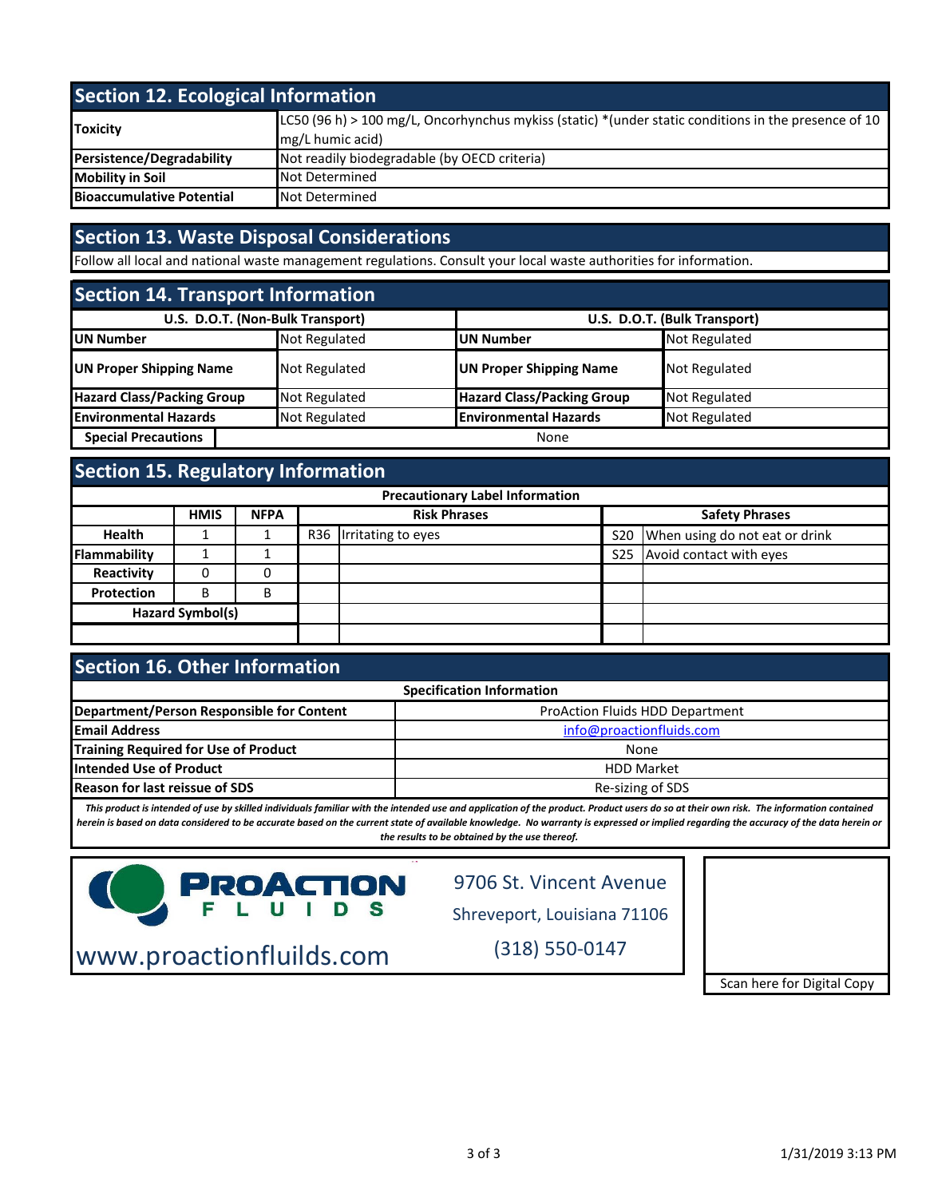## Section 12. Ecological Information

| | |
|---|---|
| **Toxicity** | LC50 (96 h) > 100 mg/L, Oncorhynchus mykiss (static) *(under static conditions in the presence of 10 mg/L humic acid) |
| **Persistence/Degradability** | Not readily biodegradable (by OECD criteria) |
| **Mobility in Soil** | Not Determined |
| **Bioaccumulative Potential** | Not Determined |

## Section 13. Waste Disposal Considerations

Follow all local and national waste management regulations. Consult your local waste authorities for information.

## Section 14. Transport Information

| U.S. D.O.T. (Non-Bulk Transport) | | U.S. D.O.T. (Bulk Transport) | |
|---|---|---|---|
| **UN Number** | Not Regulated | **UN Number** | Not Regulated |
| **UN Proper Shipping Name** | Not Regulated | **UN Proper Shipping Name** | Not Regulated |
| **Hazard Class/Packing Group** | Not Regulated | **Hazard Class/Packing Group** | Not Regulated |
| **Environmental Hazards** | Not Regulated | **Environmental Hazards** | Not Regulated |
| **Special Precautions** | None | | |

## Section 15. Regulatory Information

**Precautionary Label Information**

| | HMIS | NFPA | Risk Phrases | | Safety Phrases | |
|---|---|---|---|---|---|---|
| **Health** | 1 | 1 | R36 | Irritating to eyes | S20 | When using do not eat or drink |
| **Flammability** | 1 | 1 | | | S25 | Avoid contact with eyes |
| **Reactivity** | 0 | 0 | | | | |
| **Protection** | B | B | | | | |
| **Hazard Symbol(s)** | | | | | | |
| | | | | | | |

## Section 16. Other Information

| Specification Information | |
|---|---|
| **Department/Person Responsible for Content** | ProAction Fluids HDD Department |
| **Email Address** | info@proactionfluids.com |
| **Training Required for Use of Product** | None |
| **Intended Use of Product** | HDD Market |
| **Reason for last reissue of SDS** | Re-sizing of SDS |

*This product is intended of use by skilled individuals familiar with the intended use and application of the product. Product users do so at their own risk. The information contained herein is based on data considered to be accurate based on the current state of available knowledge. No warranty is expressed or implied regarding the accuracy of the data herein or the results to be obtained by the use thereof.*

**PROACTION FLUIDS**

www.proactionfluilds.com

9706 St. Vincent Avenue
Shreveport, Louisiana 71106
(318) 550-0147

Scan here for Digital Copy

1/31/2019 3:13 PM